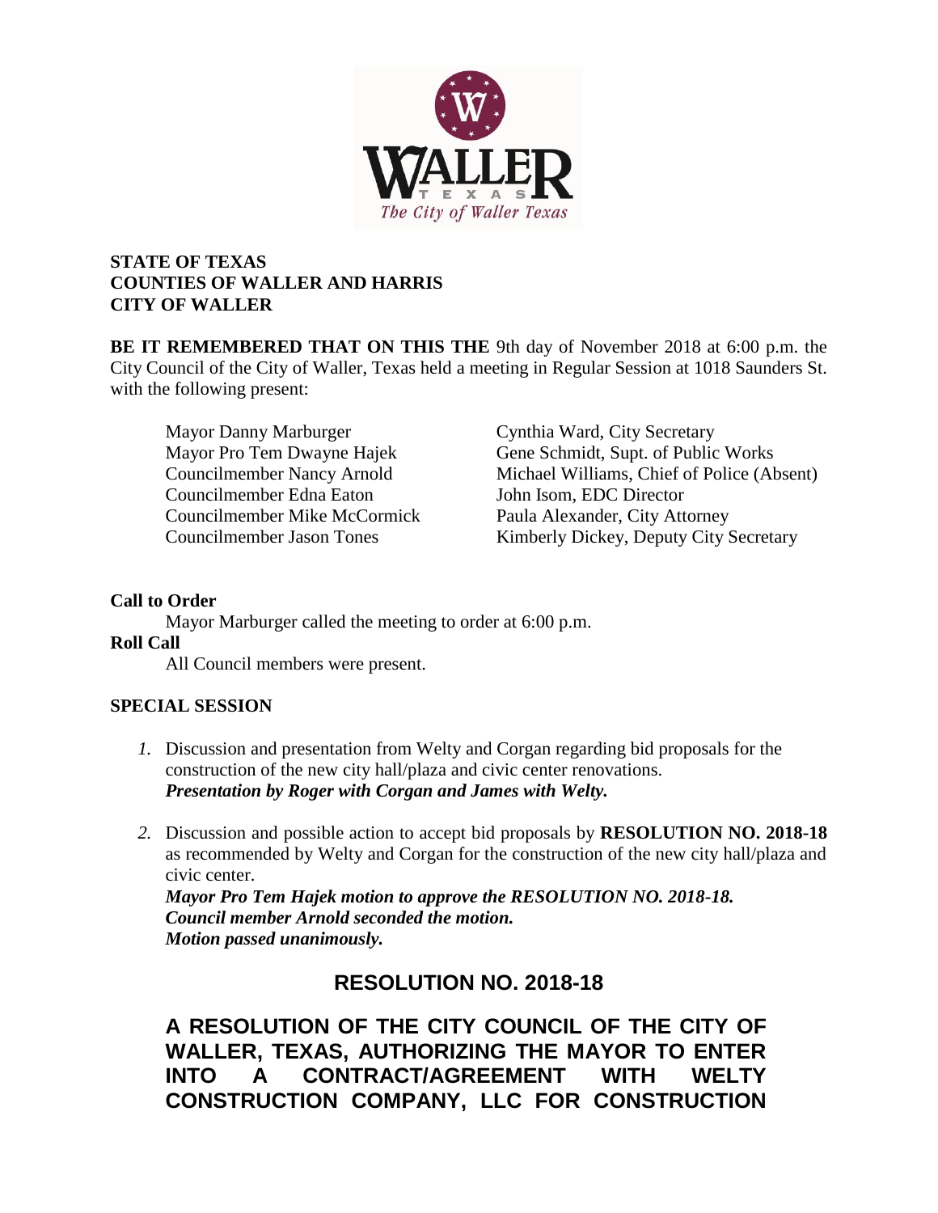**STATE OF TEXAS**
**COUNTIES OF WALLER AND HARRIS**
**CITY OF WALLER**

**BE IT REMEMBERED THAT ON THIS THE** 9th day of November 2018 at 6:00 p.m. the City Council of the City of Waller, Texas held a meeting in Regular Session at 1018 Saunders St. with the following present:

| | |
|---|---|
| Mayor Danny Marburger | Cynthia Ward, City Secretary |
| Mayor Pro Tem Dwayne Hajek | Gene Schmidt, Supt. of Public Works |
| Councilmember Nancy Arnold | Michael Williams, Chief of Police (Absent) |
| Councilmember Edna Eaton | John Isom, EDC Director |
| Councilmember Mike McCormick | Paula Alexander, City Attorney |
| Councilmember Jason Tones | Kimberly Dickey, Deputy City Secretary |

**Call to Order**

Mayor Marburger called the meeting to order at 6:00 p.m.

**Roll Call**

All Council members were present.

**SPECIAL SESSION**

1. Discussion and presentation from Welty and Corgan regarding bid proposals for the construction of the new city hall/plaza and civic center renovations.
   ***Presentation by Roger with Corgan and James with Welty.***

2. Discussion and possible action to accept bid proposals by **RESOLUTION NO. 2018-18** as recommended by Welty and Corgan for the construction of the new city hall/plaza and civic center.
   ***Mayor Pro Tem Hajek motion to approve the RESOLUTION NO. 2018-18.***
   ***Council member Arnold seconded the motion.***
   ***Motion passed unanimously.***

## RESOLUTION NO. 2018-18

**A RESOLUTION OF THE CITY COUNCIL OF THE CITY OF WALLER, TEXAS, AUTHORIZING THE MAYOR TO ENTER INTO A CONTRACT/AGREEMENT WITH WELTY CONSTRUCTION COMPANY, LLC FOR CONSTRUCTION**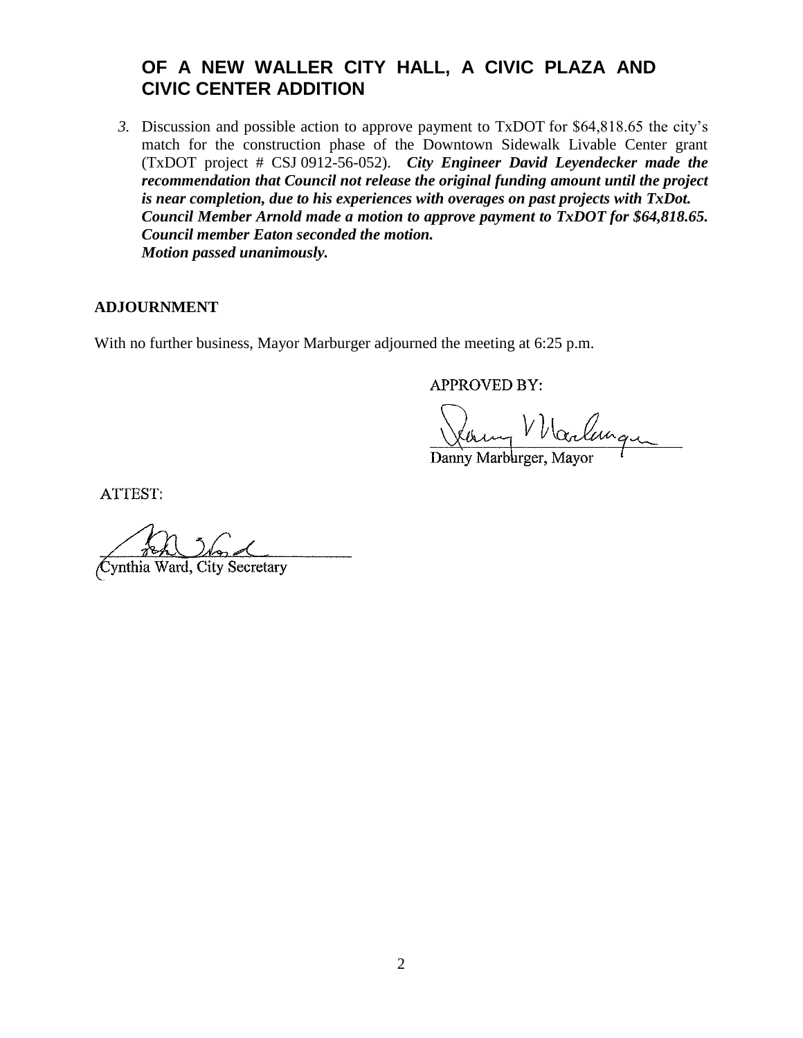## OF A NEW WALLER CITY HALL, A CIVIC PLAZA AND CIVIC CENTER ADDITION

3. Discussion and possible action to approve payment to TxDOT for $64,818.65 the city's match for the construction phase of the Downtown Sidewalk Livable Center grant (TxDOT project # CSJ 0912-56-052). ***City Engineer David Leyendecker made the recommendation that Council not release the original funding amount until the project is near completion, due to his experiences with overages on past projects with TxDot.***
***Council Member Arnold made a motion to approve payment to TxDOT for $64,818.65.***
***Council member Eaton seconded the motion.***
***Motion passed unanimously.***

**ADJOURNMENT**

With no further business, Mayor Marburger adjourned the meeting at 6:25 p.m.

APPROVED BY:

Danny Marburger, Mayor

ATTEST:

Cynthia Ward, City Secretary